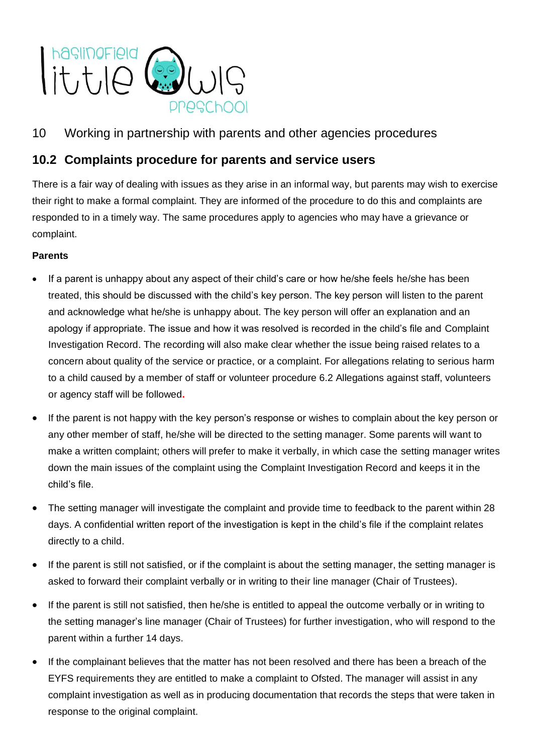# 10 Working in partnership with parents and other agencies procedures

## 10.2 Complaints procedure for parents and service users

There is a fair way of dealing with issues as they arise in an informal way, but parents may wish to exercise their right to make a formal complaint. They are informed of the procedure to do this and complaints are responded to in a timely way. The same procedures apply to agencies who may have a grievance or complaint.

**Parents**

- If a parent is unhappy about any aspect of their child's care or how he/she feels he/she has been treated, this should be discussed with the child's key person. The key person will listen to the parent and acknowledge what he/she is unhappy about. The key person will offer an explanation and an apology if appropriate. The issue and how it was resolved is recorded in the child's file and Complaint Investigation Record. The recording will also make clear whether the issue being raised relates to a concern about quality of the service or practice, or a complaint. For allegations relating to serious harm to a child caused by a member of staff or volunteer procedure 6.2 Allegations against staff, volunteers or agency staff will be followed.
- If the parent is not happy with the key person's response or wishes to complain about the key person or any other member of staff, he/she will be directed to the setting manager. Some parents will want to make a written complaint; others will prefer to make it verbally, in which case the setting manager writes down the main issues of the complaint using the Complaint Investigation Record and keeps it in the child's file.
- The setting manager will investigate the complaint and provide time to feedback to the parent within 28 days. A confidential written report of the investigation is kept in the child's file if the complaint relates directly to a child.
- If the parent is still not satisfied, or if the complaint is about the setting manager, the setting manager is asked to forward their complaint verbally or in writing to their line manager (Chair of Trustees).
- If the parent is still not satisfied, then he/she is entitled to appeal the outcome verbally or in writing to the setting manager's line manager (Chair of Trustees) for further investigation, who will respond to the parent within a further 14 days.
- If the complainant believes that the matter has not been resolved and there has been a breach of the EYFS requirements they are entitled to make a complaint to Ofsted. The manager will assist in any complaint investigation as well as in producing documentation that records the steps that were taken in response to the original complaint.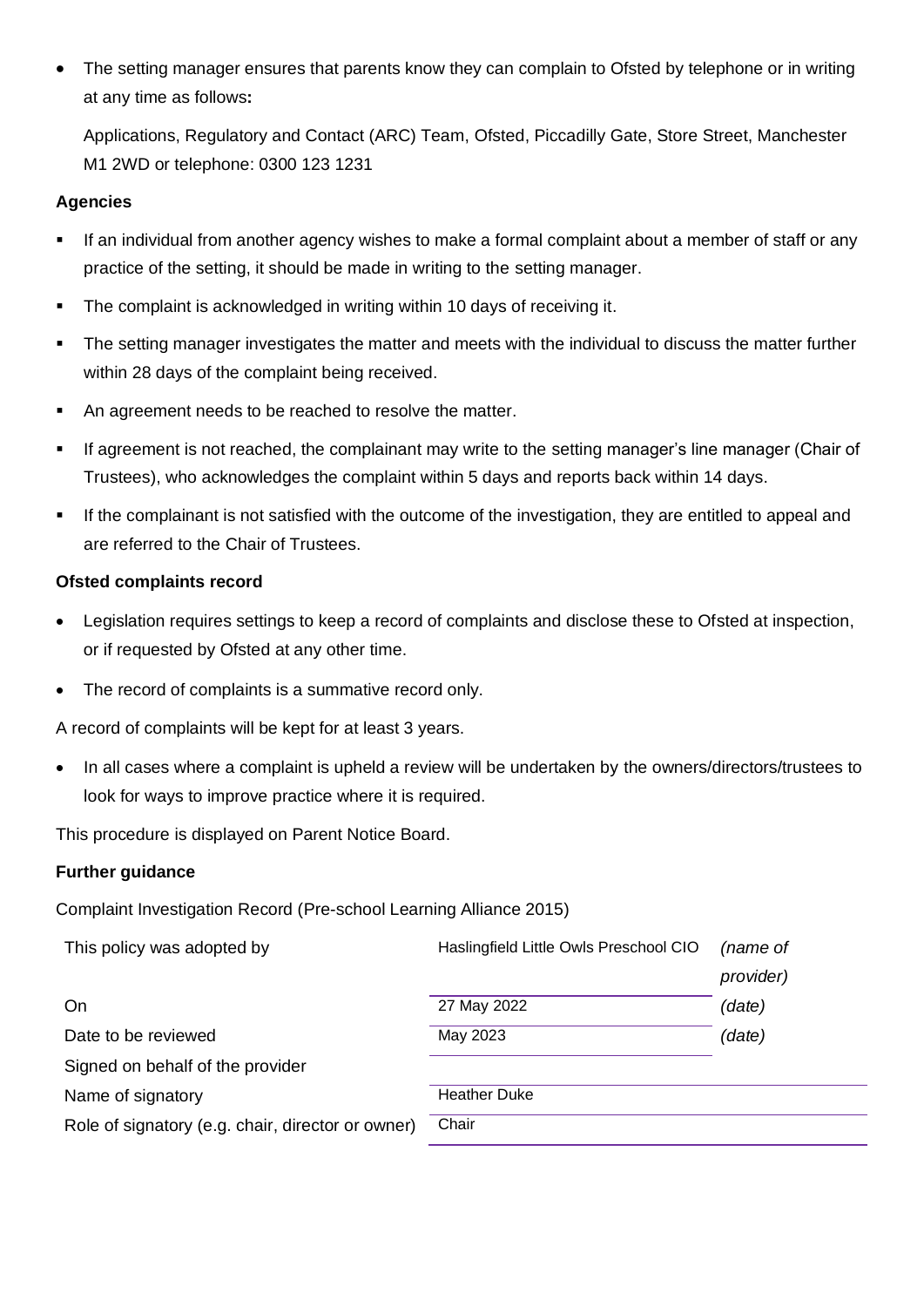- The setting manager ensures that parents know they can complain to Ofsted by telephone or in writing at any time as follows**:**

  Applications, Regulatory and Contact (ARC) Team, Ofsted, Piccadilly Gate, Store Street, Manchester M1 2WD or telephone: 0300 123 1231

**Agencies**

- If an individual from another agency wishes to make a formal complaint about a member of staff or any practice of the setting, it should be made in writing to the setting manager.
- The complaint is acknowledged in writing within 10 days of receiving it.
- The setting manager investigates the matter and meets with the individual to discuss the matter further within 28 days of the complaint being received.
- An agreement needs to be reached to resolve the matter.
- If agreement is not reached, the complainant may write to the setting manager's line manager (Chair of Trustees), who acknowledges the complaint within 5 days and reports back within 14 days.
- If the complainant is not satisfied with the outcome of the investigation, they are entitled to appeal and are referred to the Chair of Trustees.

**Ofsted complaints record**

- Legislation requires settings to keep a record of complaints and disclose these to Ofsted at inspection, or if requested by Ofsted at any other time.
- The record of complaints is a summative record only.

A record of complaints will be kept for at least 3 years.

- In all cases where a complaint is upheld a review will be undertaken by the owners/directors/trustees to look for ways to improve practice where it is required.

This procedure is displayed on Parent Notice Board.

**Further guidance**

Complaint Investigation Record (Pre-school Learning Alliance 2015)

| | | |
|---|---|---|
| This policy was adopted by | Haslingfield Little Owls Preschool CIO | *(name of provider)* |
| On | 27 May 2022 | *(date)* |
| Date to be reviewed | May 2023 | *(date)* |
| Signed on behalf of the provider | | |
| Name of signatory | Heather Duke | |
| Role of signatory (e.g. chair, director or owner) | Chair | |